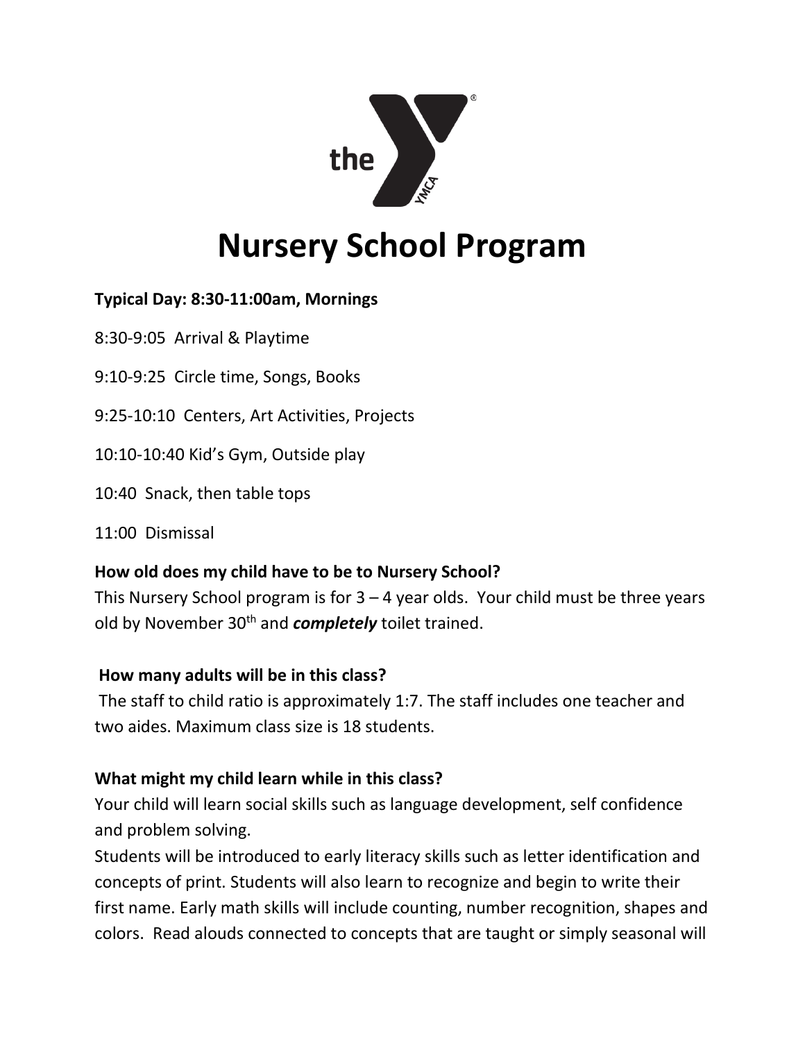# Nursery School Program

**Typical Day: 8:30-11:00am, Mornings**

8:30-9:05 Arrival & Playtime

9:10-9:25 Circle time, Songs, Books

9:25-10:10 Centers, Art Activities, Projects

10:10-10:40 Kid's Gym, Outside play

10:40 Snack, then table tops

11:00 Dismissal

**How old does my child have to be to Nursery School?**
This Nursery School program is for 3 – 4 year olds. Your child must be three years old by November 30th and ***completely*** toilet trained.

**How many adults will be in this class?**
The staff to child ratio is approximately 1:7. The staff includes one teacher and two aides. Maximum class size is 18 students.

**What might my child learn while in this class?**
Your child will learn social skills such as language development, self confidence and problem solving.
Students will be introduced to early literacy skills such as letter identification and concepts of print. Students will also learn to recognize and begin to write their first name. Early math skills will include counting, number recognition, shapes and colors. Read alouds connected to concepts that are taught or simply seasonal will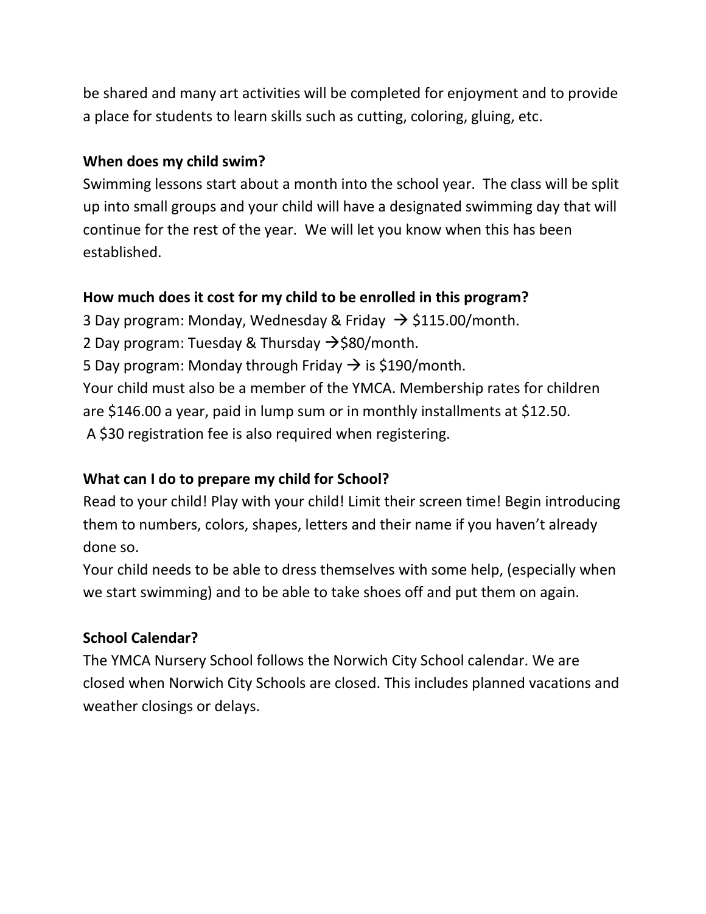be shared and many art activities will be completed for enjoyment and to provide a place for students to learn skills such as cutting, coloring, gluing, etc.

**When does my child swim?**

Swimming lessons start about a month into the school year. The class will be split up into small groups and your child will have a designated swimming day that will continue for the rest of the year. We will let you know when this has been established.

**How much does it cost for my child to be enrolled in this program?**

3 Day program: Monday, Wednesday & Friday → $115.00/month.

2 Day program: Tuesday & Thursday →$80/month.

5 Day program: Monday through Friday → is $190/month.

Your child must also be a member of the YMCA. Membership rates for children are $146.00 a year, paid in lump sum or in monthly installments at $12.50.

A $30 registration fee is also required when registering.

**What can I do to prepare my child for School?**

Read to your child! Play with your child! Limit their screen time! Begin introducing them to numbers, colors, shapes, letters and their name if you haven't already done so.

Your child needs to be able to dress themselves with some help, (especially when we start swimming) and to be able to take shoes off and put them on again.

**School Calendar?**

The YMCA Nursery School follows the Norwich City School calendar. We are closed when Norwich City Schools are closed. This includes planned vacations and weather closings or delays.